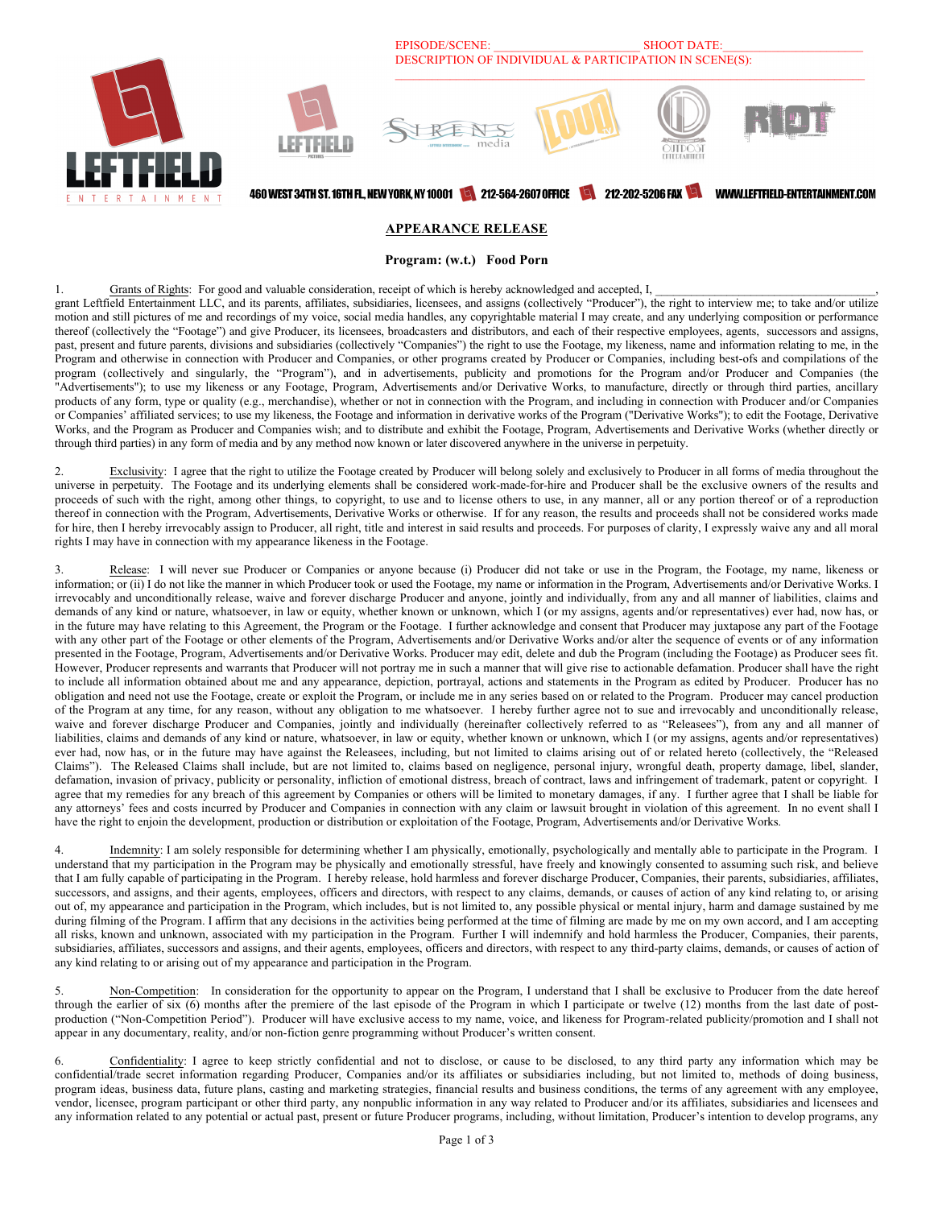EPISODE/SCENE: ______________________ SHOOT DATE:______________________
DESCRIPTION OF INDIVIDUAL & PARTICIPATION IN SCENE(S):
______________________________________________________________________

LEFTFIELD ENTERTAINMENT

460 WEST 34TH ST. 16TH FL, NEW YORK, NY 10001 212-564-2607 OFFICE 212-202-5206 FAX WWW.LEFTFIELD-ENTERTAINMENT.COM

## APPEARANCE RELEASE

**Program: (w.t.) Food Porn**

1. Grants of Rights: For good and valuable consideration, receipt of which is hereby acknowledged and accepted, I, ___________________________________, grant Leftfield Entertainment LLC, and its parents, affiliates, subsidiaries, licensees, and assigns (collectively "Producer"), the right to interview me; to take and/or utilize motion and still pictures of me and recordings of my voice, social media handles, any copyrightable material I may create, and any underlying composition or performance thereof (collectively the "Footage") and give Producer, its licensees, broadcasters and distributors, and each of their respective employees, agents, successors and assigns, past, present and future parents, divisions and subsidiaries (collectively "Companies") the right to use the Footage, my likeness, name and information relating to me, in the Program and otherwise in connection with Producer and Companies, or other programs created by Producer or Companies, including best-ofs and compilations of the program (collectively and singularly, the "Program"), and in advertisements, publicity and promotions for the Program and/or Producer and Companies (the "Advertisements"); to use my likeness or any Footage, Program, Advertisements and/or Derivative Works, to manufacture, directly or through third parties, ancillary products of any form, type or quality (e.g., merchandise), whether or not in connection with the Program, and including in connection with Producer and/or Companies or Companies' affiliated services; to use my likeness, the Footage and information in derivative works of the Program ("Derivative Works"); to edit the Footage, Derivative Works, and the Program as Producer and Companies wish; and to distribute and exhibit the Footage, Program, Advertisements and Derivative Works (whether directly or through third parties) in any form of media and by any method now known or later discovered anywhere in the universe in perpetuity.

2. Exclusivity: I agree that the right to utilize the Footage created by Producer will belong solely and exclusively to Producer in all forms of media throughout the universe in perpetuity. The Footage and its underlying elements shall be considered work-made-for-hire and Producer shall be the exclusive owners of the results and proceeds of such with the right, among other things, to copyright, to use and to license others to use, in any manner, all or any portion thereof or of a reproduction thereof in connection with the Program, Advertisements, Derivative Works or otherwise. If for any reason, the results and proceeds shall not be considered works made for hire, then I hereby irrevocably assign to Producer, all right, title and interest in said results and proceeds. For purposes of clarity, I expressly waive any and all moral rights I may have in connection with my appearance likeness in the Footage.

3. Release: I will never sue Producer or Companies or anyone because (i) Producer did not take or use in the Program, the Footage, my name, likeness or information; or (ii) I do not like the manner in which Producer took or used the Footage, my name or information in the Program, Advertisements and/or Derivative Works. I irrevocably and unconditionally release, waive and forever discharge Producer and anyone, jointly and individually, from any and all manner of liabilities, claims and demands of any kind or nature, whatsoever, in law or equity, whether known or unknown, which I (or my assigns, agents and/or representatives) ever had, now has, or in the future may have relating to this Agreement, the Program or the Footage. I further acknowledge and consent that Producer may juxtapose any part of the Footage with any other part of the Footage or other elements of the Program, Advertisements and/or Derivative Works and/or alter the sequence of events or of any information presented in the Footage, Program, Advertisements and/or Derivative Works. Producer may edit, delete and dub the Program (including the Footage) as Producer sees fit. However, Producer represents and warrants that Producer will not portray me in such a manner that will give rise to actionable defamation. Producer shall have the right to include all information obtained about me and any appearance, depiction, portrayal, actions and statements in the Program as edited by Producer. Producer has no obligation and need not use the Footage, create or exploit the Program, or include me in any series based on or related to the Program. Producer may cancel production of the Program at any time, for any reason, without any obligation to me whatsoever. I hereby further agree not to sue and irrevocably and unconditionally release, waive and forever discharge Producer and Companies, jointly and individually (hereinafter collectively referred to as "Releasees"), from any and all manner of liabilities, claims and demands of any kind or nature, whatsoever, in law or equity, whether known or unknown, which I (or my assigns, agents and/or representatives) ever had, now has, or in the future may have against the Releasees, including, but not limited to claims arising out of or related hereto (collectively, the "Released Claims"). The Released Claims shall include, but are not limited to, claims based on negligence, personal injury, wrongful death, property damage, libel, slander, defamation, invasion of privacy, publicity or personality, infliction of emotional distress, breach of contract, laws and infringement of trademark, patent or copyright. I agree that my remedies for any breach of this agreement by Companies or others will be limited to monetary damages, if any. I further agree that I shall be liable for any attorneys' fees and costs incurred by Producer and Companies in connection with any claim or lawsuit brought in violation of this agreement. In no event shall I have the right to enjoin the development, production or distribution or exploitation of the Footage, Program, Advertisements and/or Derivative Works.

4. Indemnity: I am solely responsible for determining whether I am physically, emotionally, psychologically and mentally able to participate in the Program. I understand that my participation in the Program may be physically and emotionally stressful, have freely and knowingly consented to assuming such risk, and believe that I am fully capable of participating in the Program. I hereby release, hold harmless and forever discharge Producer, Companies, their parents, subsidiaries, affiliates, successors, and assigns, and their agents, employees, officers and directors, with respect to any claims, demands, or causes of action of any kind relating to, or arising out of, my appearance and participation in the Program, which includes, but is not limited to, any possible physical or mental injury, harm and damage sustained by me during filming of the Program. I affirm that any decisions in the activities being performed at the time of filming are made by me on my own accord, and I am accepting all risks, known and unknown, associated with my participation in the Program. Further I will indemnify and hold harmless the Producer, Companies, their parents, subsidiaries, affiliates, successors and assigns, and their agents, employees, officers and directors, with respect to any third-party claims, demands, or causes of action of any kind relating to or arising out of my appearance and participation in the Program.

5. Non-Competition: In consideration for the opportunity to appear on the Program, I understand that I shall be exclusive to Producer from the date hereof through the earlier of six (6) months after the premiere of the last episode of the Program in which I participate or twelve (12) months from the last date of post-production ("Non-Competition Period"). Producer will have exclusive access to my name, voice, and likeness for Program-related publicity/promotion and I shall not appear in any documentary, reality, and/or non-fiction genre programming without Producer's written consent.

6. Confidentiality: I agree to keep strictly confidential and not to disclose, or cause to be disclosed, to any third party any information which may be confidential/trade secret information regarding Producer, Companies and/or its affiliates or subsidiaries including, but not limited to, methods of doing business, program ideas, business data, future plans, casting and marketing strategies, financial results and business conditions, the terms of any agreement with any employee, vendor, licensee, program participant or other third party, any nonpublic information in any way related to Producer and/or its affiliates, subsidiaries and licensees and any information related to any potential or actual past, present or future Producer programs, including, without limitation, Producer's intention to develop programs, any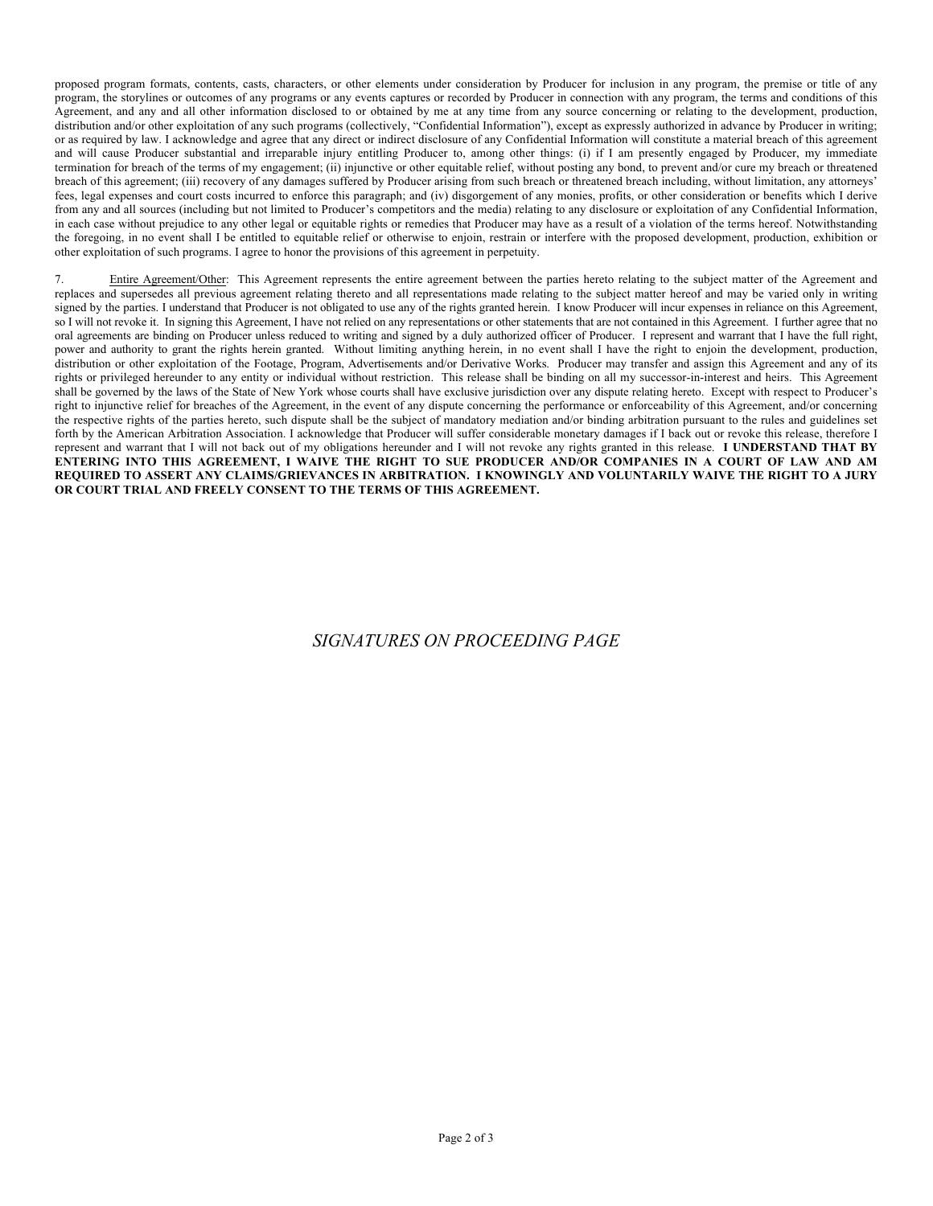proposed program formats, contents, casts, characters, or other elements under consideration by Producer for inclusion in any program, the premise or title of any program, the storylines or outcomes of any programs or any events captures or recorded by Producer in connection with any program, the terms and conditions of this Agreement, and any and all other information disclosed to or obtained by me at any time from any source concerning or relating to the development, production, distribution and/or other exploitation of any such programs (collectively, "Confidential Information"), except as expressly authorized in advance by Producer in writing; or as required by law. I acknowledge and agree that any direct or indirect disclosure of any Confidential Information will constitute a material breach of this agreement and will cause Producer substantial and irreparable injury entitling Producer to, among other things: (i) if I am presently engaged by Producer, my immediate termination for breach of the terms of my engagement; (ii) injunctive or other equitable relief, without posting any bond, to prevent and/or cure my breach or threatened breach of this agreement; (iii) recovery of any damages suffered by Producer arising from such breach or threatened breach including, without limitation, any attorneys' fees, legal expenses and court costs incurred to enforce this paragraph; and (iv) disgorgement of any monies, profits, or other consideration or benefits which I derive from any and all sources (including but not limited to Producer's competitors and the media) relating to any disclosure or exploitation of any Confidential Information, in each case without prejudice to any other legal or equitable rights or remedies that Producer may have as a result of a violation of the terms hereof. Notwithstanding the foregoing, in no event shall I be entitled to equitable relief or otherwise to enjoin, restrain or interfere with the proposed development, production, exhibition or other exploitation of such programs. I agree to honor the provisions of this agreement in perpetuity.

7. Entire Agreement/Other: This Agreement represents the entire agreement between the parties hereto relating to the subject matter of the Agreement and replaces and supersedes all previous agreement relating thereto and all representations made relating to the subject matter hereof and may be varied only in writing signed by the parties. I understand that Producer is not obligated to use any of the rights granted herein. I know Producer will incur expenses in reliance on this Agreement, so I will not revoke it. In signing this Agreement, I have not relied on any representations or other statements that are not contained in this Agreement. I further agree that no oral agreements are binding on Producer unless reduced to writing and signed by a duly authorized officer of Producer. I represent and warrant that I have the full right, power and authority to grant the rights herein granted. Without limiting anything herein, in no event shall I have the right to enjoin the development, production, distribution or other exploitation of the Footage, Program, Advertisements and/or Derivative Works. Producer may transfer and assign this Agreement and any of its rights or privileged hereunder to any entity or individual without restriction. This release shall be binding on all my successor-in-interest and heirs. This Agreement shall be governed by the laws of the State of New York whose courts shall have exclusive jurisdiction over any dispute relating hereto. Except with respect to Producer's right to injunctive relief for breaches of the Agreement, in the event of any dispute concerning the performance or enforceability of this Agreement, and/or concerning the respective rights of the parties hereto, such dispute shall be the subject of mandatory mediation and/or binding arbitration pursuant to the rules and guidelines set forth by the American Arbitration Association. I acknowledge that Producer will suffer considerable monetary damages if I back out or revoke this release, therefore I represent and warrant that I will not back out of my obligations hereunder and I will not revoke any rights granted in this release. **I UNDERSTAND THAT BY ENTERING INTO THIS AGREEMENT, I WAIVE THE RIGHT TO SUE PRODUCER AND/OR COMPANIES IN A COURT OF LAW AND AM REQUIRED TO ASSERT ANY CLAIMS/GRIEVANCES IN ARBITRATION. I KNOWINGLY AND VOLUNTARILY WAIVE THE RIGHT TO A JURY OR COURT TRIAL AND FREELY CONSENT TO THE TERMS OF THIS AGREEMENT.**

*SIGNATURES ON PROCEEDING PAGE*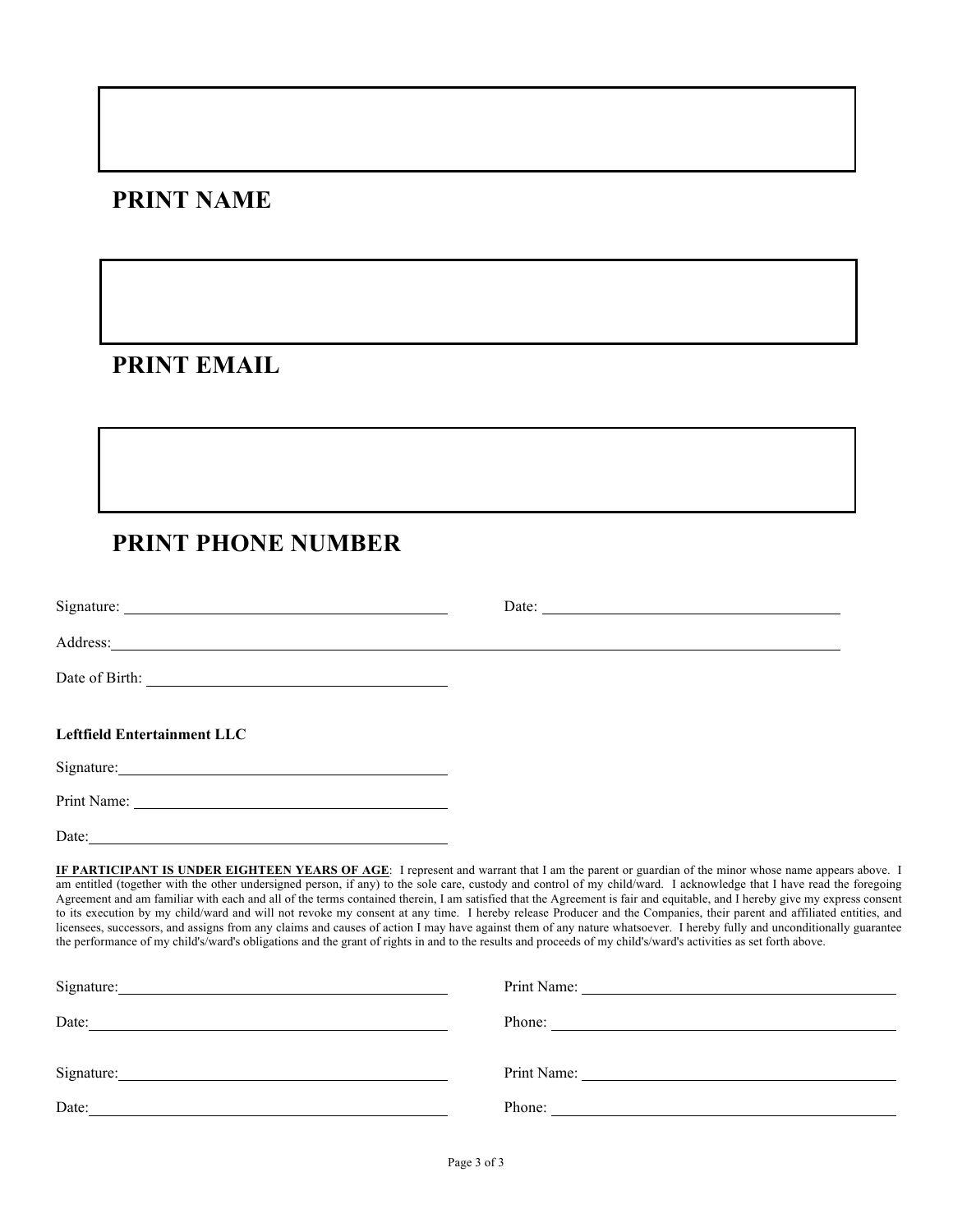**PRINT NAME**

**PRINT EMAIL**

**PRINT PHONE NUMBER**

Signature: ______________________________ Date: ______________________________

Address: ______________________________________________________________

Date of Birth: ______________________________

**Leftfield Entertainment LLC**

Signature: ______________________________

Print Name: ______________________________

Date: ______________________________

**IF PARTICIPANT IS UNDER EIGHTEEN YEARS OF AGE**: I represent and warrant that I am the parent or guardian of the minor whose name appears above. I am entitled (together with the other undersigned person, if any) to the sole care, custody and control of my child/ward. I acknowledge that I have read the foregoing Agreement and am familiar with each and all of the terms contained therein, I am satisfied that the Agreement is fair and equitable, and I hereby give my express consent to its execution by my child/ward and will not revoke my consent at any time. I hereby release Producer and the Companies, their parent and affiliated entities, and licensees, successors, and assigns from any claims and causes of action I may have against them of any nature whatsoever. I hereby fully and unconditionally guarantee the performance of my child's/ward's obligations and the grant of rights in and to the results and proceeds of my child's/ward's activities as set forth above.

Signature: ______________________________ Print Name: ______________________________

Date: ______________________________ Phone: ______________________________

Signature: ______________________________ Print Name: ______________________________

Date: ______________________________ Phone: ______________________________